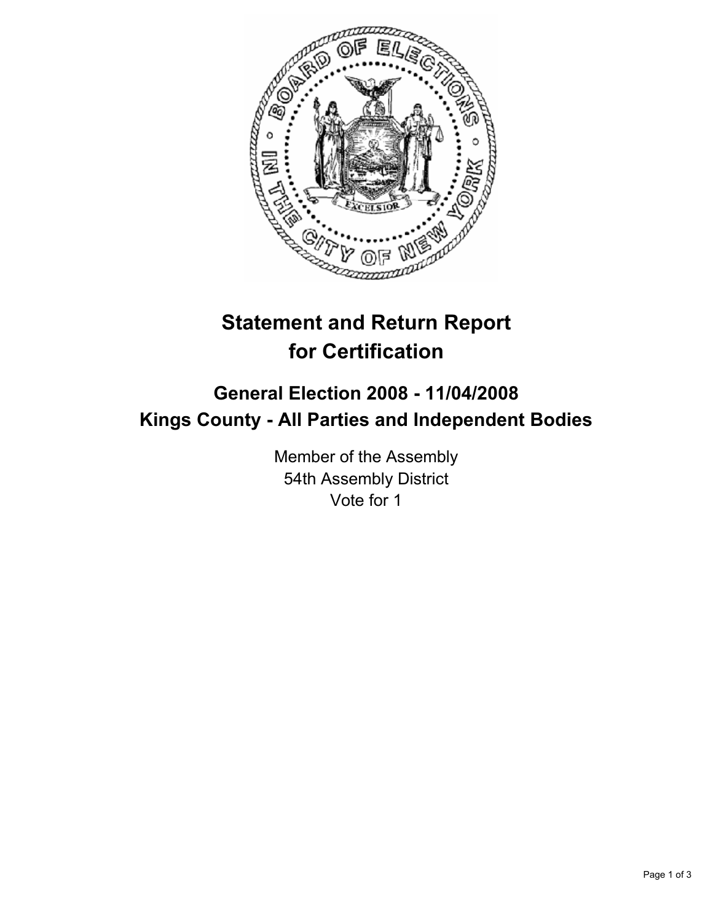# Statement and Return Report for Certification

## General Election 2008 - 11/04/2008
## Kings County - All Parties and Independent Bodies

Member of the Assembly
54th Assembly District
Vote for 1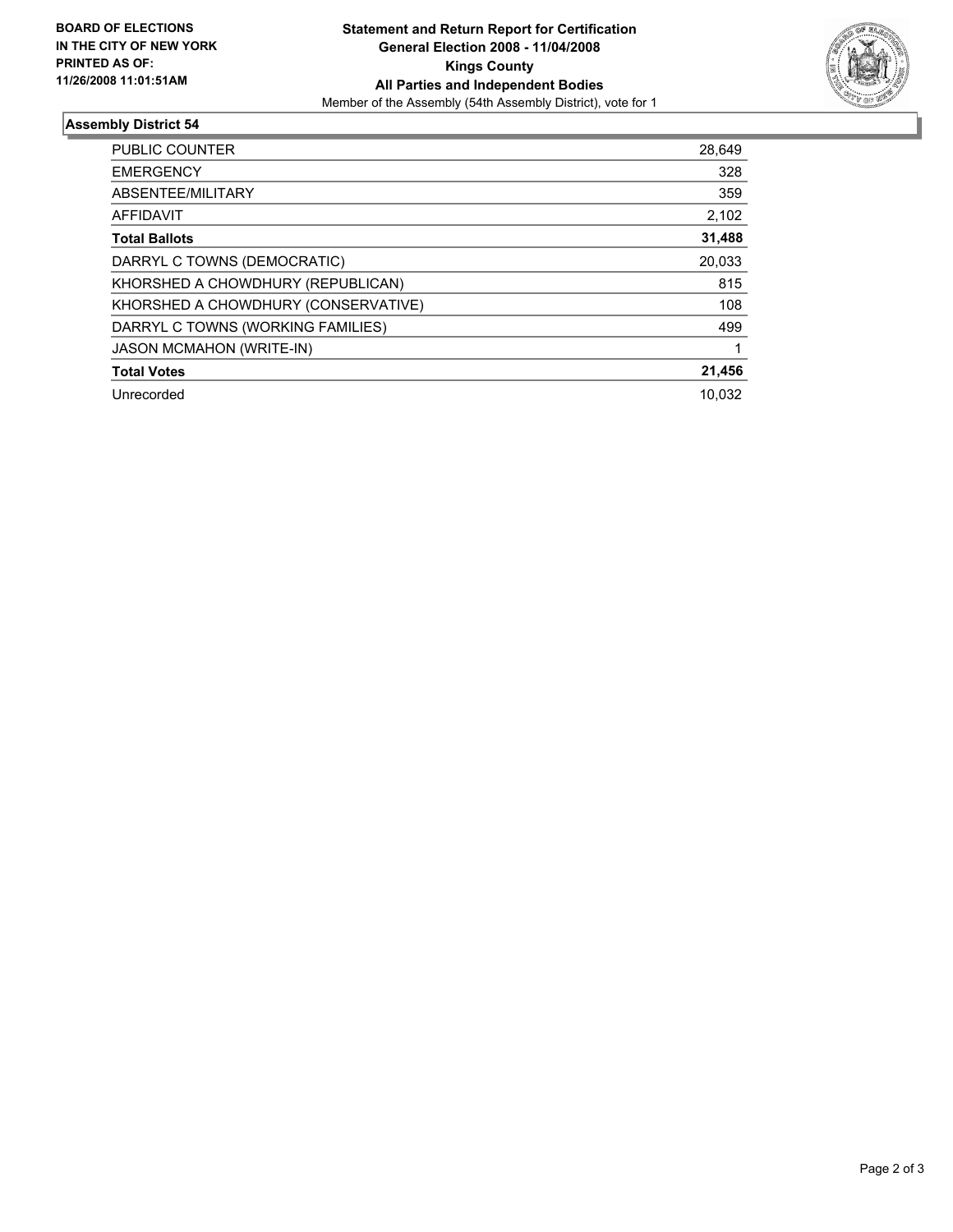**BOARD OF ELECTIONS IN THE CITY OF NEW YORK PRINTED AS OF: 11/26/2008 11:01:51AM**

**Statement and Return Report for Certification**
**General Election 2008 - 11/04/2008**
**Kings County**
**All Parties and Independent Bodies**
Member of the Assembly (54th Assembly District), vote for 1

## Assembly District 54

| | |
|---|---|
| PUBLIC COUNTER | 28,649 |
| EMERGENCY | 328 |
| ABSENTEE/MILITARY | 359 |
| AFFIDAVIT | 2,102 |
| **Total Ballots** | **31,488** |
| DARRYL C TOWNS (DEMOCRATIC) | 20,033 |
| KHORSHED A CHOWDHURY (REPUBLICAN) | 815 |
| KHORSHED A CHOWDHURY (CONSERVATIVE) | 108 |
| DARRYL C TOWNS (WORKING FAMILIES) | 499 |
| JASON MCMAHON (WRITE-IN) | 1 |
| **Total Votes** | **21,456** |
| Unrecorded | 10,032 |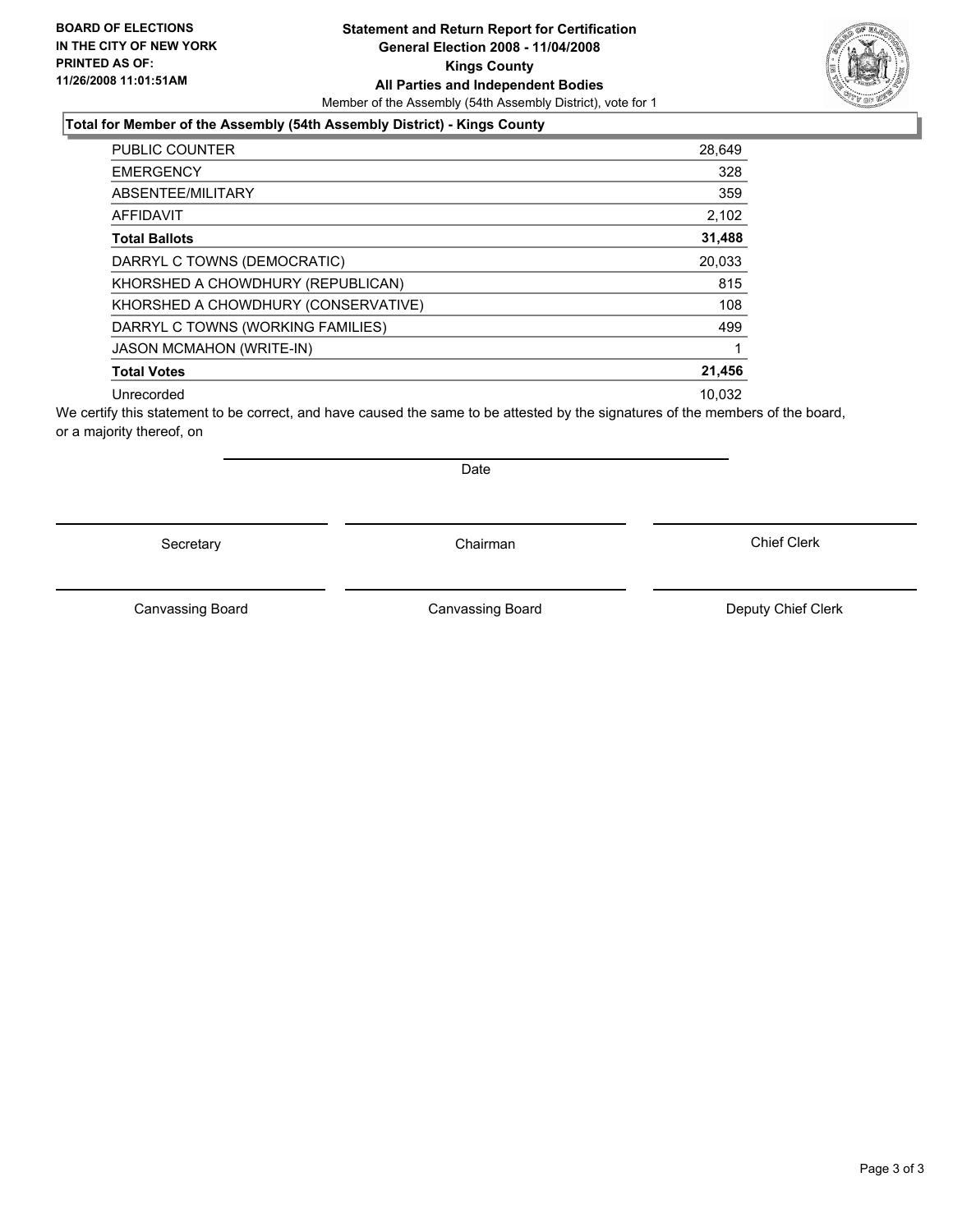**BOARD OF ELECTIONS IN THE CITY OF NEW YORK PRINTED AS OF: 11/26/2008 11:01:51AM**

**Statement and Return Report for Certification**
**General Election 2008 - 11/04/2008**
**Kings County**
**All Parties and Independent Bodies**
Member of the Assembly (54th Assembly District), vote for 1

### Total for Member of the Assembly (54th Assembly District) - Kings County

| | |
|---|---|
| PUBLIC COUNTER | 28,649 |
| EMERGENCY | 328 |
| ABSENTEE/MILITARY | 359 |
| AFFIDAVIT | 2,102 |
| **Total Ballots** | **31,488** |
| DARRYL C TOWNS (DEMOCRATIC) | 20,033 |
| KHORSHED A CHOWDHURY (REPUBLICAN) | 815 |
| KHORSHED A CHOWDHURY (CONSERVATIVE) | 108 |
| DARRYL C TOWNS (WORKING FAMILIES) | 499 |
| JASON MCMAHON (WRITE-IN) | 1 |
| **Total Votes** | **21,456** |
| Unrecorded | 10,032 |

We certify this statement to be correct, and have caused the same to be attested by the signatures of the members of the board, or a majority thereof, on

Date

Secretary | Chairman | Chief Clerk

Canvassing Board | Canvassing Board | Deputy Chief Clerk